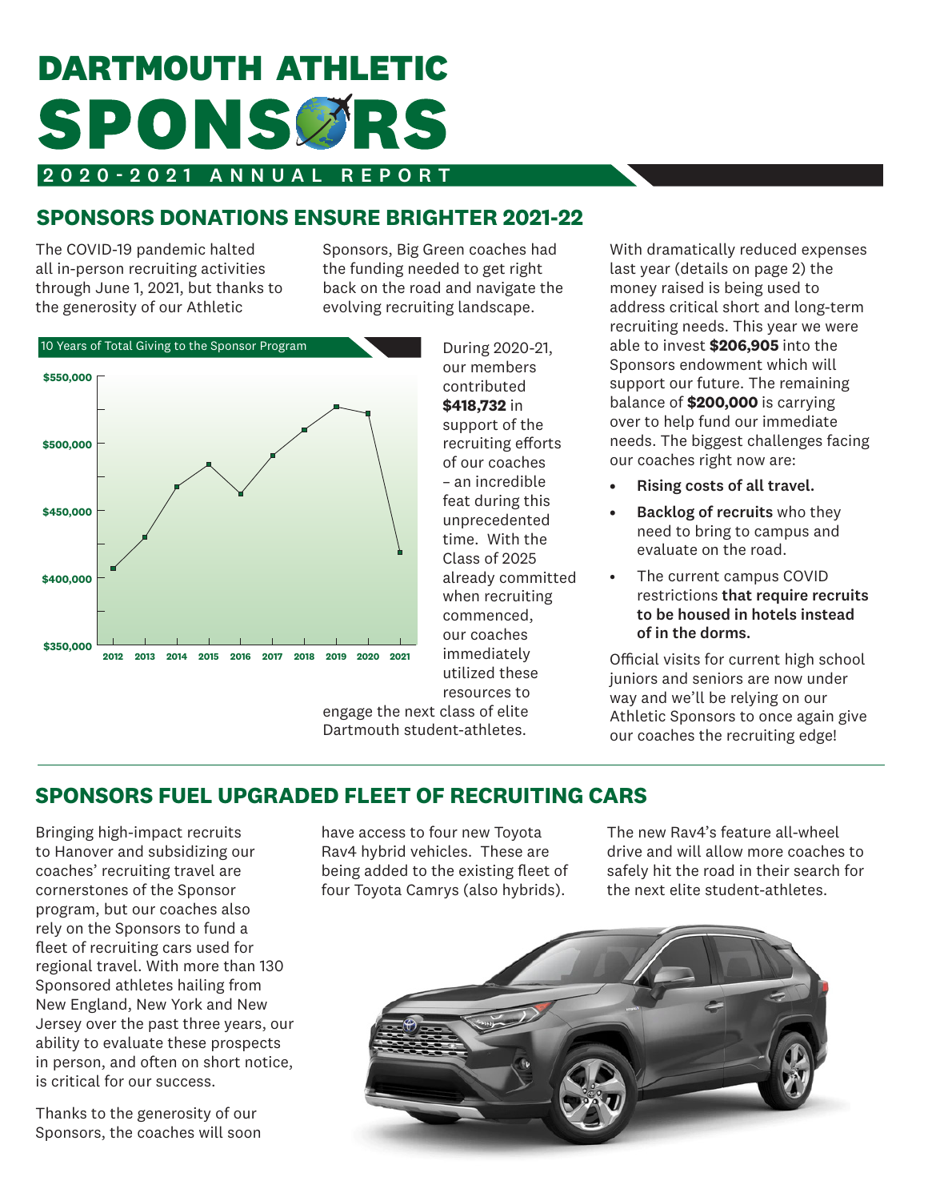# DARTMOUTH ATHLETIC SPONSORS

2020-2021 ANNUAL REPORT

## SPONSORS DONATIONS ENSURE BRIGHTER 2021-22

The COVID-19 pandemic halted all in-person recruiting activities through June 1, 2021, but thanks to the generosity of our Athletic Sponsors, Big Green coaches had the funding needed to get right back on the road and navigate the evolving recruiting landscape.

10 Years of Total Giving to the Sponsor Program

During 2020-21, our members contributed **$418,732** in support of the recruiting efforts of our coaches – an incredible feat during this unprecedented time. With the Class of 2025 already committed when recruiting commenced, our coaches immediately utilized these resources to engage the next class of elite Dartmouth student-athletes.

With dramatically reduced expenses last year (details on page 2) the money raised is being used to address critical short and long-term recruiting needs. This year we were able to invest **$206,905** into the Sponsors endowment which will support our future. The remaining balance of **$200,000** is carrying over to help fund our immediate needs. The biggest challenges facing our coaches right now are:

- **Rising costs of all travel.**
- **Backlog of recruits** who they need to bring to campus and evaluate on the road.
- The current campus COVID restrictions **that require recruits to be housed in hotels instead of in the dorms.**

Official visits for current high school juniors and seniors are now under way and we'll be relying on our Athletic Sponsors to once again give our coaches the recruiting edge!

## SPONSORS FUEL UPGRADED FLEET OF RECRUITING CARS

Bringing high-impact recruits to Hanover and subsidizing our coaches' recruiting travel are cornerstones of the Sponsor program, but our coaches also rely on the Sponsors to fund a fleet of recruiting cars used for regional travel. With more than 130 Sponsored athletes hailing from New England, New York and New Jersey over the past three years, our ability to evaluate these prospects in person, and often on short notice, is critical for our success.

Thanks to the generosity of our Sponsors, the coaches will soon have access to four new Toyota Rav4 hybrid vehicles. These are being added to the existing fleet of four Toyota Camrys (also hybrids).

The new Rav4's feature all-wheel drive and will allow more coaches to safely hit the road in their search for the next elite student-athletes.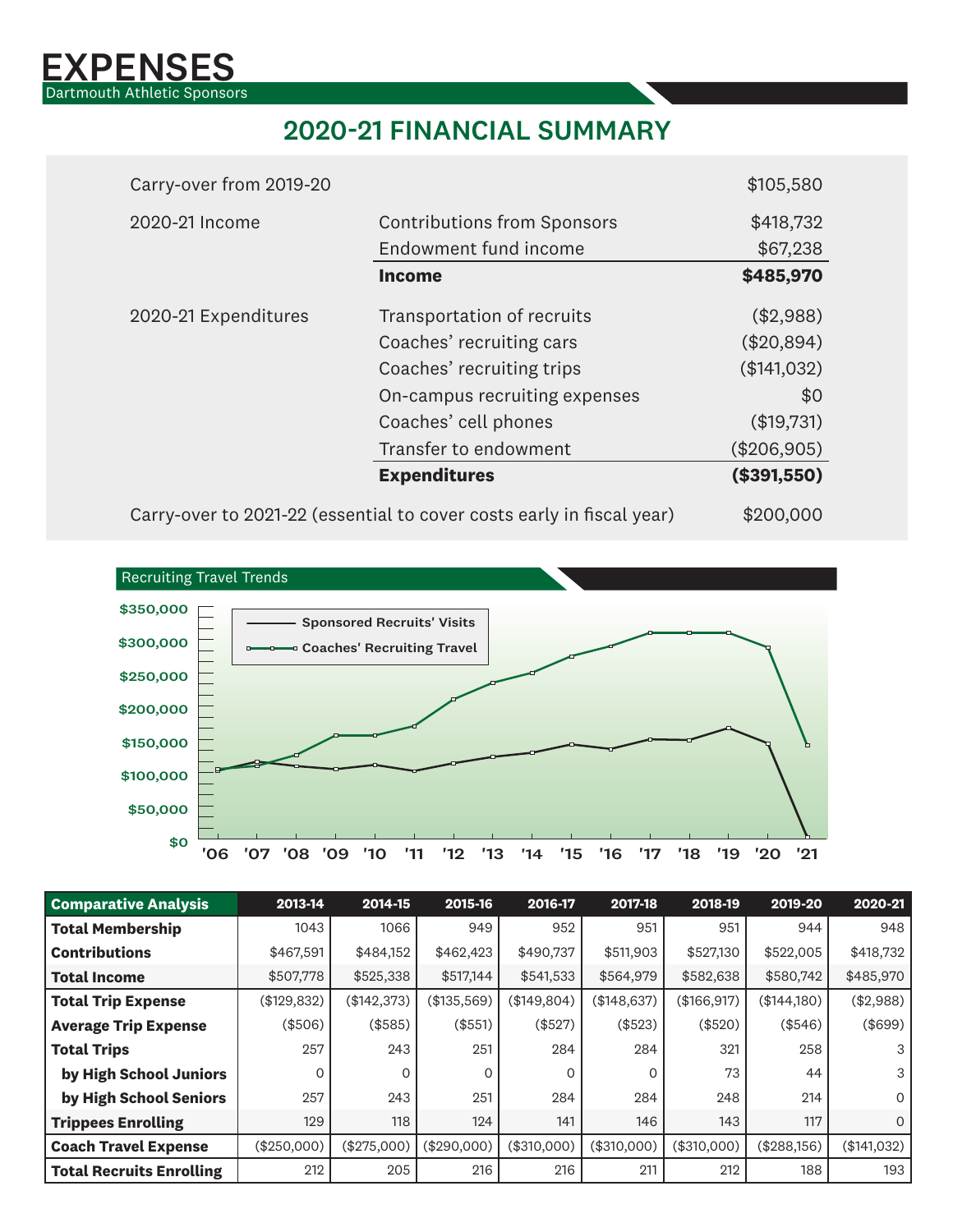# EXPENSES

Dartmouth Athletic Sponsors

## 2020-21 FINANCIAL SUMMARY

| | | |
|---|---|---|
| Carry-over from 2019-20 | | $105,580 |
| 2020-21 Income | Contributions from Sponsors | $418,732 |
| | Endowment fund income | $67,238 |
| | **Income** | **$485,970** |
| 2020-21 Expenditures | Transportation of recruits | ($2,988) |
| | Coaches' recruiting cars | ($20,894) |
| | Coaches' recruiting trips | ($141,032) |
| | On-campus recruiting expenses | $0 |
| | Coaches' cell phones | ($19,731) |
| | Transfer to endowment | ($206,905) |
| | **Expenditures** | **($391,550)** |
| Carry-over to 2021-22 (essential to cover costs early in fiscal year) | | $200,000 |

### Recruiting Travel Trends

Legend: Sponsored Recruits' Visits; Coaches' Recruiting Travel

Y-axis: $0, $50,000, $100,000, $150,000, $200,000, $250,000, $300,000, $350,000

X-axis: '06, '07, '08, '09, '10, '11, '12, '13, '14, '15, '16, '17, '18, '19, '20, '21

| Comparative Analysis | 2013-14 | 2014-15 | 2015-16 | 2016-17 | 2017-18 | 2018-19 | 2019-20 | 2020-21 |
|---|---|---|---|---|---|---|---|---|
| **Total Membership** | 1043 | 1066 | 949 | 952 | 951 | 951 | 944 | 948 |
| **Contributions** | $467,591 | $484,152 | $462,423 | $490,737 | $511,903 | $527,130 | $522,005 | $418,732 |
| **Total Income** | $507,778 | $525,338 | $517,144 | $541,533 | $564,979 | $582,638 | $580,742 | $485,970 |
| **Total Trip Expense** | ($129,832) | ($142,373) | ($135,569) | ($149,804) | ($148,637) | ($166,917) | ($144,180) | ($2,988) |
| **Average Trip Expense** | ($506) | ($585) | ($551) | ($527) | ($523) | ($520) | ($546) | ($699) |
| **Total Trips** | 257 | 243 | 251 | 284 | 284 | 321 | 258 | 3 |
| **by High School Juniors** | 0 | 0 | 0 | 0 | 0 | 73 | 44 | 3 |
| **by High School Seniors** | 257 | 243 | 251 | 284 | 284 | 248 | 214 | 0 |
| **Trippees Enrolling** | 129 | 118 | 124 | 141 | 146 | 143 | 117 | 0 |
| **Coach Travel Expense** | ($250,000) | ($275,000) | ($290,000) | ($310,000) | ($310,000) | ($310,000) | ($288,156) | ($141,032) |
| **Total Recruits Enrolling** | 212 | 205 | 216 | 216 | 211 | 212 | 188 | 193 |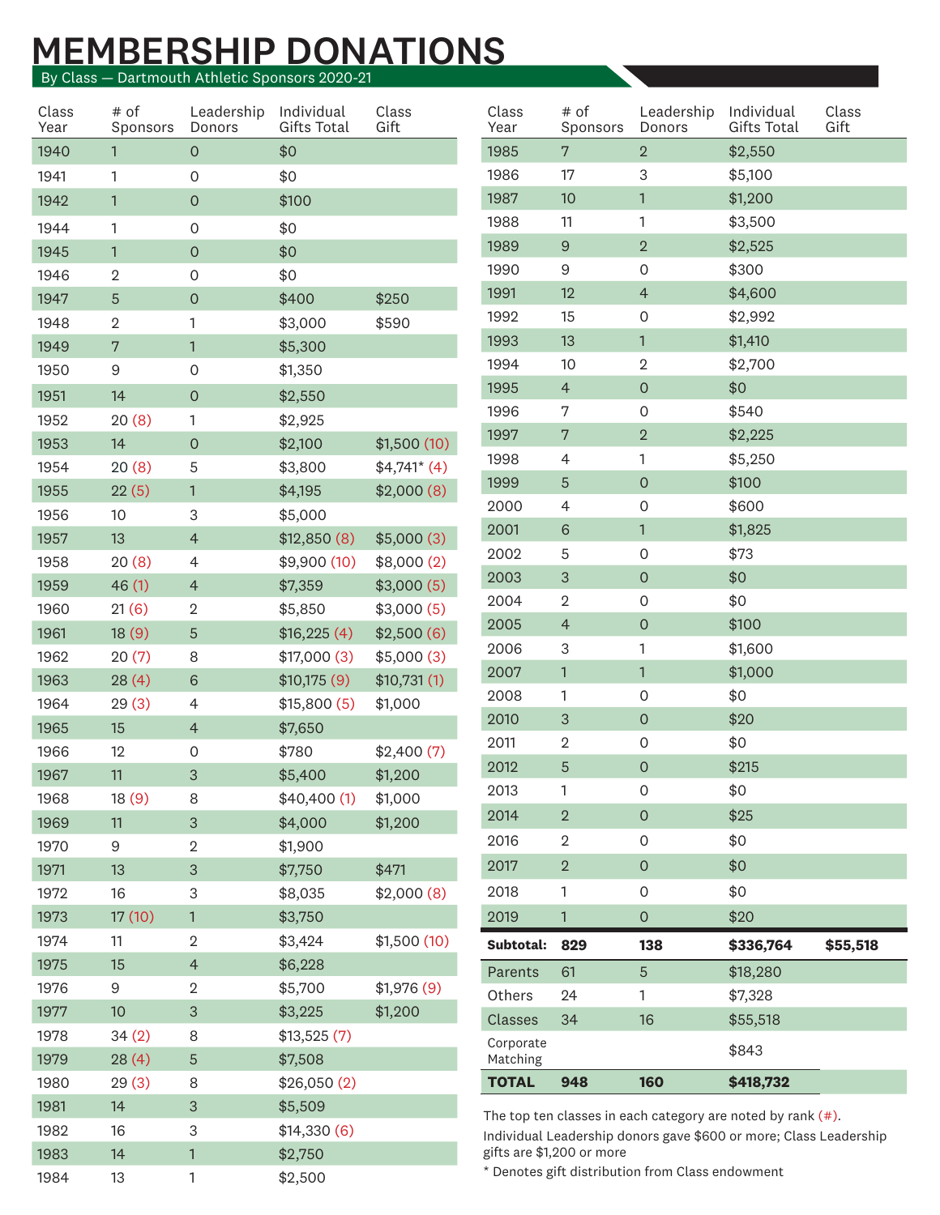# MEMBERSHIP DONATIONS

By Class — Dartmouth Athletic Sponsors 2020-21

| Class Year | # of Sponsors | Leadership Donors | Individual Gifts Total | Class Gift |
|---|---|---|---|---|
| 1940 | 1 | 0 | $0 | |
| 1941 | 1 | 0 | $0 | |
| 1942 | 1 | 0 | $100 | |
| 1944 | 1 | 0 | $0 | |
| 1945 | 1 | 0 | $0 | |
| 1946 | 2 | 0 | $0 | |
| 1947 | 5 | 0 | $400 | $250 |
| 1948 | 2 | 1 | $3,000 | $590 |
| 1949 | 7 | 1 | $5,300 | |
| 1950 | 9 | 0 | $1,350 | |
| 1951 | 14 | 0 | $2,550 | |
| 1952 | 20 (8) | 1 | $2,925 | |
| 1953 | 14 | 0 | $2,100 | $1,500 (10) |
| 1954 | 20 (8) | 5 | $3,800 | $4,741* (4) |
| 1955 | 22 (5) | 1 | $4,195 | $2,000 (8) |
| 1956 | 10 | 3 | $5,000 | |
| 1957 | 13 | 4 | $12,850 (8) | $5,000 (3) |
| 1958 | 20 (8) | 4 | $9,900 (10) | $8,000 (2) |
| 1959 | 46 (1) | 4 | $7,359 | $3,000 (5) |
| 1960 | 21 (6) | 2 | $5,850 | $3,000 (5) |
| 1961 | 18 (9) | 5 | $16,225 (4) | $2,500 (6) |
| 1962 | 20 (7) | 8 | $17,000 (3) | $5,000 (3) |
| 1963 | 28 (4) | 6 | $10,175 (9) | $10,731 (1) |
| 1964 | 29 (3) | 4 | $15,800 (5) | $1,000 |
| 1965 | 15 | 4 | $7,650 | |
| 1966 | 12 | 0 | $780 | $2,400 (7) |
| 1967 | 11 | 3 | $5,400 | $1,200 |
| 1968 | 18 (9) | 8 | $40,400 (1) | $1,000 |
| 1969 | 11 | 3 | $4,000 | $1,200 |
| 1970 | 9 | 2 | $1,900 | |
| 1971 | 13 | 3 | $7,750 | $471 |
| 1972 | 16 | 3 | $8,035 | $2,000 (8) |
| 1973 | 17 (10) | 1 | $3,750 | |
| 1974 | 11 | 2 | $3,424 | $1,500 (10) |
| 1975 | 15 | 4 | $6,228 | |
| 1976 | 9 | 2 | $5,700 | $1,976 (9) |
| 1977 | 10 | 3 | $3,225 | $1,200 |
| 1978 | 34 (2) | 8 | $13,525 (7) | |
| 1979 | 28 (4) | 5 | $7,508 | |
| 1980 | 29 (3) | 8 | $26,050 (2) | |
| 1981 | 14 | 3 | $5,509 | |
| 1982 | 16 | 3 | $14,330 (6) | |
| 1983 | 14 | 1 | $2,750 | |
| 1984 | 13 | 1 | $2,500 | |
| 1985 | 7 | 2 | $2,550 | |
| 1986 | 17 | 3 | $5,100 | |
| 1987 | 10 | 1 | $1,200 | |
| 1988 | 11 | 1 | $3,500 | |
| 1989 | 9 | 2 | $2,525 | |
| 1990 | 9 | 0 | $300 | |
| 1991 | 12 | 4 | $4,600 | |
| 1992 | 15 | 0 | $2,992 | |
| 1993 | 13 | 1 | $1,410 | |
| 1994 | 10 | 2 | $2,700 | |
| 1995 | 4 | 0 | $0 | |
| 1996 | 7 | 0 | $540 | |
| 1997 | 7 | 2 | $2,225 | |
| 1998 | 4 | 1 | $5,250 | |
| 1999 | 5 | 0 | $100 | |
| 2000 | 4 | 0 | $600 | |
| 2001 | 6 | 1 | $1,825 | |
| 2002 | 5 | 0 | $73 | |
| 2003 | 3 | 0 | $0 | |
| 2004 | 2 | 0 | $0 | |
| 2005 | 4 | 0 | $100 | |
| 2006 | 3 | 1 | $1,600 | |
| 2007 | 1 | 1 | $1,000 | |
| 2008 | 1 | 0 | $0 | |
| 2010 | 3 | 0 | $20 | |
| 2011 | 2 | 0 | $0 | |
| 2012 | 5 | 0 | $215 | |
| 2013 | 1 | 0 | $0 | |
| 2014 | 2 | 0 | $25 | |
| 2016 | 2 | 0 | $0 | |
| 2017 | 2 | 0 | $0 | |
| 2018 | 1 | 0 | $0 | |
| 2019 | 1 | 0 | $20 | |
| **Subtotal:** | **829** | **138** | **$336,764** | **$55,518** |
| Parents | 61 | 5 | $18,280 | |
| Others | 24 | 1 | $7,328 | |
| Classes | 34 | 16 | $55,518 | |
| Corporate Matching | | | $843 | |
| **TOTAL** | **948** | **160** | **$418,732** | |

The top ten classes in each category are noted by rank (#).

Individual Leadership donors gave $600 or more; Class Leadership gifts are $1,200 or more

* Denotes gift distribution from Class endowment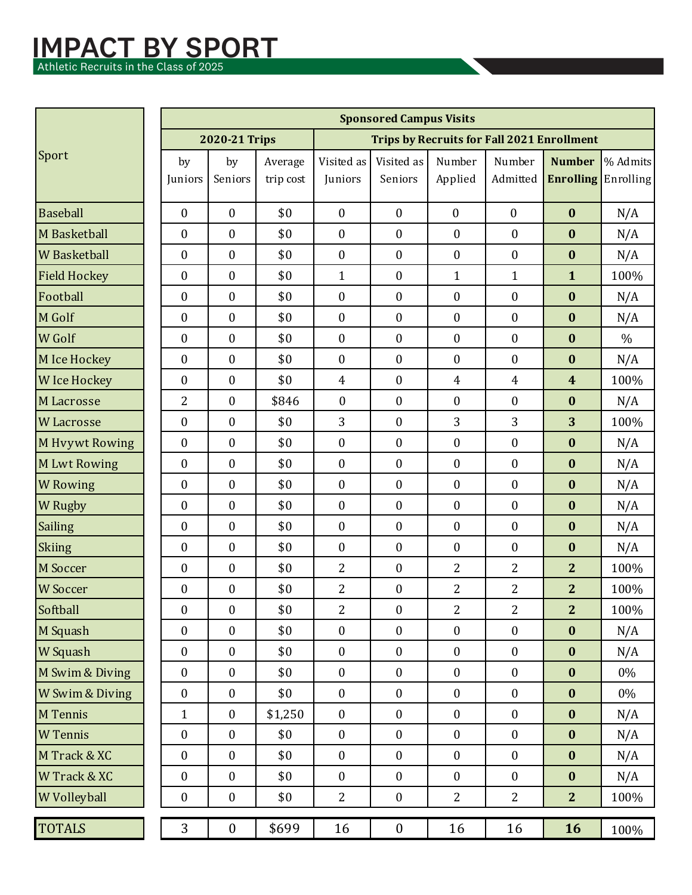# IMPACT BY SPORT

Athletic Recruits in the Class of 2025

| Sport | Sponsored Campus Visits | | | | | | | | |
|---|---|---|---|---|---|---|---|---|---|
| | 2020-21 Trips | | | Trips by Recruits for Fall 2021 Enrollment | | | | | |
| | by Juniors | by Seniors | Average trip cost | Visited as Juniors | Visited as Seniors | Number Applied | Number Admitted | **Number Enrolling** | % Admits Enrolling |
| Baseball | 0 | 0 | $0 | 0 | 0 | 0 | 0 | **0** | N/A |
| M Basketball | 0 | 0 | $0 | 0 | 0 | 0 | 0 | **0** | N/A |
| W Basketball | 0 | 0 | $0 | 0 | 0 | 0 | 0 | **0** | N/A |
| Field Hockey | 0 | 0 | $0 | 1 | 0 | 1 | 1 | **1** | 100% |
| Football | 0 | 0 | $0 | 0 | 0 | 0 | 0 | **0** | N/A |
| M Golf | 0 | 0 | $0 | 0 | 0 | 0 | 0 | **0** | N/A |
| W Golf | 0 | 0 | $0 | 0 | 0 | 0 | 0 | **0** | % |
| M Ice Hockey | 0 | 0 | $0 | 0 | 0 | 0 | 0 | **0** | N/A |
| W Ice Hockey | 0 | 0 | $0 | 4 | 0 | 4 | 4 | **4** | 100% |
| M Lacrosse | 2 | 0 | $846 | 0 | 0 | 0 | 0 | **0** | N/A |
| W Lacrosse | 0 | 0 | $0 | 3 | 0 | 3 | 3 | **3** | 100% |
| M Hvywt Rowing | 0 | 0 | $0 | 0 | 0 | 0 | 0 | **0** | N/A |
| M Lwt Rowing | 0 | 0 | $0 | 0 | 0 | 0 | 0 | **0** | N/A |
| W Rowing | 0 | 0 | $0 | 0 | 0 | 0 | 0 | **0** | N/A |
| W Rugby | 0 | 0 | $0 | 0 | 0 | 0 | 0 | **0** | N/A |
| Sailing | 0 | 0 | $0 | 0 | 0 | 0 | 0 | **0** | N/A |
| Skiing | 0 | 0 | $0 | 0 | 0 | 0 | 0 | **0** | N/A |
| M Soccer | 0 | 0 | $0 | 2 | 0 | 2 | 2 | **2** | 100% |
| W Soccer | 0 | 0 | $0 | 2 | 0 | 2 | 2 | **2** | 100% |
| Softball | 0 | 0 | $0 | 2 | 0 | 2 | 2 | **2** | 100% |
| M Squash | 0 | 0 | $0 | 0 | 0 | 0 | 0 | **0** | N/A |
| W Squash | 0 | 0 | $0 | 0 | 0 | 0 | 0 | **0** | N/A |
| M Swim & Diving | 0 | 0 | $0 | 0 | 0 | 0 | 0 | **0** | 0% |
| W Swim & Diving | 0 | 0 | $0 | 0 | 0 | 0 | 0 | **0** | 0% |
| M Tennis | 1 | 0 | $1,250 | 0 | 0 | 0 | 0 | **0** | N/A |
| W Tennis | 0 | 0 | $0 | 0 | 0 | 0 | 0 | **0** | N/A |
| M Track & XC | 0 | 0 | $0 | 0 | 0 | 0 | 0 | **0** | N/A |
| W Track & XC | 0 | 0 | $0 | 0 | 0 | 0 | 0 | **0** | N/A |
| W Volleyball | 0 | 0 | $0 | 2 | 0 | 2 | 2 | **2** | 100% |
| TOTALS | 3 | 0 | $699 | 16 | 0 | 16 | 16 | **16** | 100% |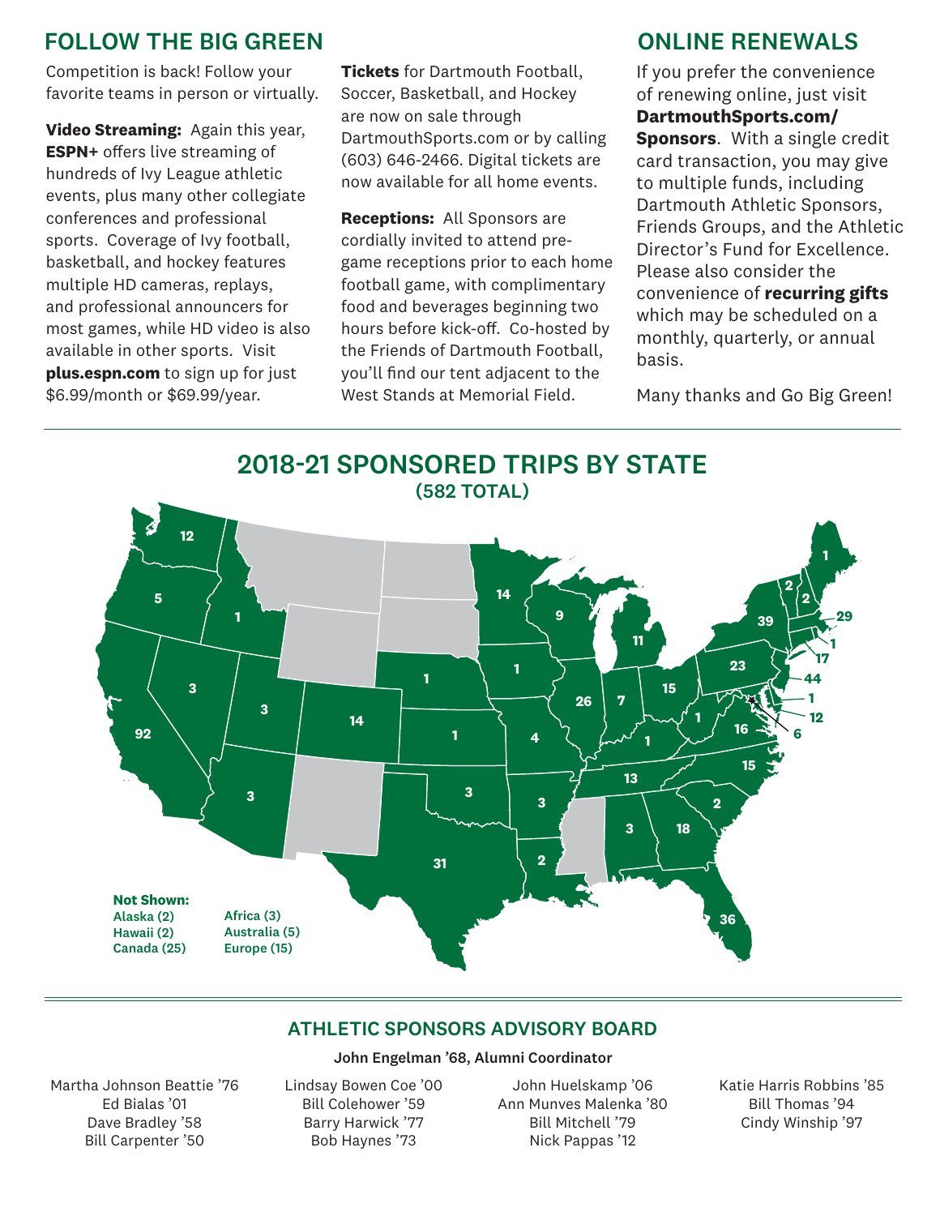## FOLLOW THE BIG GREEN

Competition is back! Follow your favorite teams in person or virtually.

**Video Streaming:** Again this year, **ESPN+** offers live streaming of hundreds of Ivy League athletic events, plus many other collegiate conferences and professional sports. Coverage of Ivy football, basketball, and hockey features multiple HD cameras, replays, and professional announcers for most games, while HD video is also available in other sports. Visit **plus.espn.com** to sign up for just $6.99/month or $69.99/year.

**Tickets** for Dartmouth Football, Soccer, Basketball, and Hockey are now on sale through DartmouthSports.com or by calling (603) 646-2466. Digital tickets are now available for all home events.

**Receptions:** All Sponsors are cordially invited to attend pre-game receptions prior to each home football game, with complimentary food and beverages beginning two hours before kick-off. Co-hosted by the Friends of Dartmouth Football, you'll find our tent adjacent to the West Stands at Memorial Field.

## ONLINE RENEWALS

If you prefer the convenience of renewing online, just visit **DartmouthSports.com/ Sponsors**. With a single credit card transaction, you may give to multiple funds, including Dartmouth Athletic Sponsors, Friends Groups, and the Athletic Director's Fund for Excellence. Please also consider the convenience of **recurring gifts** which may be scheduled on a monthly, quarterly, or annual basis.

Many thanks and Go Big Green!

## 2018-21 SPONSORED TRIPS BY STATE

### (582 TOTAL)

12, 5, 1, 92, 3, 3, 3, 14, 1, 1, 3, 31, 14, 1, 4, 3, 2, 9, 26, 11, 7, 15, 1, 13, 3, 18, 2, 15, 16, 1, 36, 23, 39, 2, 2, 1, 29, 17, 1, 44, 1, 12, 6

**Not Shown:**
**Alaska (2)**
**Hawaii (2)**
**Canada (25)**
**Africa (3)**
**Australia (5)**
**Europe (15)**

## ATHLETIC SPONSORS ADVISORY BOARD

**John Engelman '68, Alumni Coordinator**

Martha Johnson Beattie '76
Ed Bialas '01
Dave Bradley '58
Bill Carpenter '50

Lindsay Bowen Coe '00
Bill Colehower '59
Barry Harwick '77
Bob Haynes '73

John Huelskamp '06
Ann Munves Malenka '80
Bill Mitchell '79
Nick Pappas '12

Katie Harris Robbins '85
Bill Thomas '94
Cindy Winship '97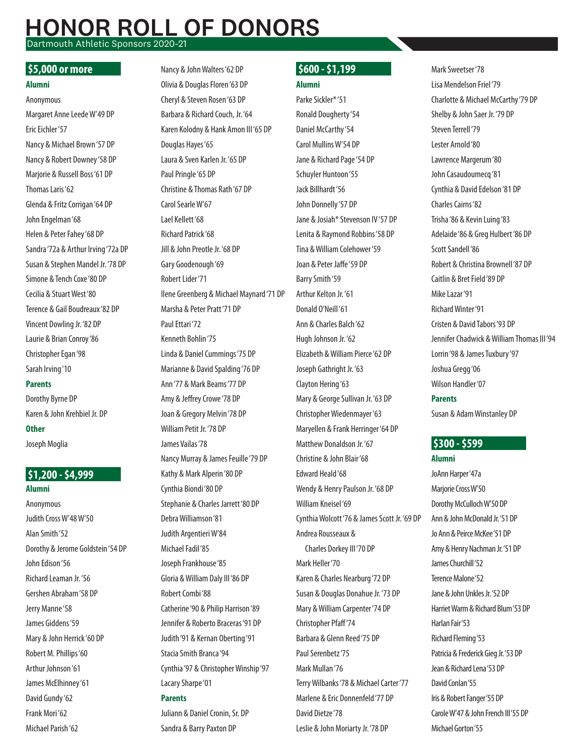# HONOR ROLL OF DONORS

Dartmouth Athletic Sponsors 2020-21

## $5,000 or more

### Alumni

Anonymous
Margaret Anne Leede W'49 DP
Eric Eichler '57
Nancy & Michael Brown '57 DP
Nancy & Robert Downey '58 DP
Marjorie & Russell Boss '61 DP
Thomas Laris '62
Glenda & Fritz Corrigan '64 DP
John Engelman '68
Helen & Peter Fahey '68 DP
Sandra '72a & Arthur Irving '72a DP
Susan & Stephen Mandel Jr. '78 DP
Simone & Tench Coxe '80 DP
Cecilia & Stuart West '80
Terence & Gail Boudreaux '82 DP
Vincent Dowling Jr. '82 DP
Laurie & Brian Conroy '86
Christopher Egan '98
Sarah Irving '10

### Parents

Dorothy Byrne DP
Karen & John Krehbiel Jr. DP

### Other

Joseph Moglia

## $1,200 - $4,999

### Alumni

Anonymous
Judith Cross W'48 W'50
Alan Smith '52
Dorothy & Jerome Goldstein '54 DP
John Edison '56
Richard Leaman Jr. '56
Gershen Abraham '58 DP
Jerry Manne '58
James Giddens '59
Mary & John Herrick '60 DP
Robert M. Phillips '60
Arthur Johnson '61
James McElhinney '61
David Gundy '62
Frank Mori '62
Michael Parish '62
Nancy & John Walters '62 DP
Olivia & Douglas Floren '63 DP
Cheryl & Steven Rosen '63 DP
Barbara & Richard Couch, Jr. '64
Karen Kolodny & Hank Amon III '65 DP
Douglas Hayes '65
Laura & Sven Karlen Jr. '65 DP
Paul Pringle '65 DP
Christine & Thomas Rath '67 DP
Carol Searle W'67
Lael Kellett '68
Richard Patrick '68
Jill & John Preotle Jr. '68 DP
Gary Goodenough '69
Robert Lider '71
Ilene Greenberg & Michael Maynard '71 DP
Marsha & Peter Pratt '71 DP
Paul Ettari '72
Kenneth Bohlin '75
Linda & Daniel Cummings '75 DP
Marianne & David Spalding '76 DP
Ann '77 & Mark Beams '77 DP
Amy & Jeffrey Crowe '78 DP
Joan & Gregory Melvin '78 DP
William Petit Jr. '78 DP
James Vailas '78
Nancy Murray & James Feuille '79 DP
Kathy & Mark Alperin '80 DP
Cynthia Biondi '80 DP
Stephanie & Charles Jarrett '80 DP
Debra Williamson '81
Judith Argentieri W'84
Michael Fadil '85
Joseph Frankhouse '85
Gloria & William Daly III '86 DP
Robert Combi '88
Catherine '90 & Philip Harrison '89
Jennifer & Roberto Braceras '91 DP
Judith '91 & Kernan Oberting '91
Stacia Smith Branca '94
Cynthia '97 & Christopher Winship '97
Lacary Sharpe '01

### Parents

Juliann & Daniel Cronin, Sr. DP
Sandra & Barry Paxton DP

## $600 - $1,199

### Alumni

Parke Sickler* '51
Ronald Dougherty '54
Daniel McCarthy '54
Carol Mullins W'54 DP
Jane & Richard Page '54 DP
Schuyler Huntoon '55
Jack Billhardt '56
John Donnelly '57 DP
Jane & Josiah* Stevenson IV '57 DP
Lenita & Raymond Robbins '58 DP
Tina & William Colehower '59
Joan & Peter Jaffe '59 DP
Barry Smith '59
Arthur Kelton Jr. '61
Donald O'Neill '61
Ann & Charles Balch '62
Hugh Johnson Jr. '62
Elizabeth & William Pierce '62 DP
Joseph Gathright Jr. '63
Clayton Hering '63
Mary & George Sullivan Jr. '63 DP
Christopher Wiedenmayer '63
Maryellen & Frank Herringer '64 DP
Matthew Donaldson Jr. '67
Christine & John Blair '68
Edward Heald '68
Wendy & Henry Paulson Jr. '68 DP
William Kneisel '69
Cynthia Wolcott '76 & James Scott Jr. '69 DP
Andrea Rousseaux & Charles Dorkey III '70 DP
Mark Heller '70
Karen & Charles Nearburg '72 DP
Susan & Douglas Donahue Jr. '73 DP
Mary & William Carpenter '74 DP
Christopher Pfaff '74
Barbara & Glenn Reed '75 DP
Paul Serenbetz '75
Mark Mullan '76
Terry Wilbanks '78 & Michael Carter '77
Marlene & Eric Donnenfeld '77 DP
David Dietze '78
Leslie & John Moriarty Jr. '78 DP
Mark Sweetser '78
Lisa Mendelson Friel '79
Charlotte & Michael McCarthy '79 DP
Shelby & John Saer Jr. '79 DP
Steven Terrell '79
Lester Arnold '80
Lawrence Margerum '80
John Casaudoumecq '81
Cynthia & David Edelson '81 DP
Charles Cairns '82
Trisha '86 & Kevin Luing '83
Adelaide '86 & Greg Hulbert '86 DP
Scott Sandell '86
Robert & Christina Brownell '87 DP
Caitlin & Bret Field '89 DP
Mike Lazar '91
Richard Winter '91
Cristen & David Tabors '93 DP
Jennifer Chadwick & William Thomas III '94
Lorrin '98 & James Tuxbury '97
Joshua Gregg '06
Wilson Handler '07

### Parents

Susan & Adam Winstanley DP

## $300 - $599

### Alumni

JoAnn Harper '47a
Marjorie Cross W'50
Dorothy McCulloch W'50 DP
Ann & John McDonald Jr. '51 DP
Jo Ann & Peirce McKee '51 DP
Amy & Henry Nachman Jr. '51 DP
James Churchill '52
Terence Malone '52
Jane & John Unkles Jr. '52 DP
Harriet Warm & Richard Blum '53 DP
Harlan Fair '53
Richard Fleming '53
Patricia & Frederick Gieg Jr. '53 DP
Jean & Richard Lena '53 DP
David Conlan '55
Iris & Robert Fanger '55 DP
Carole W'47 & John French III '55 DP
Michael Gorton '55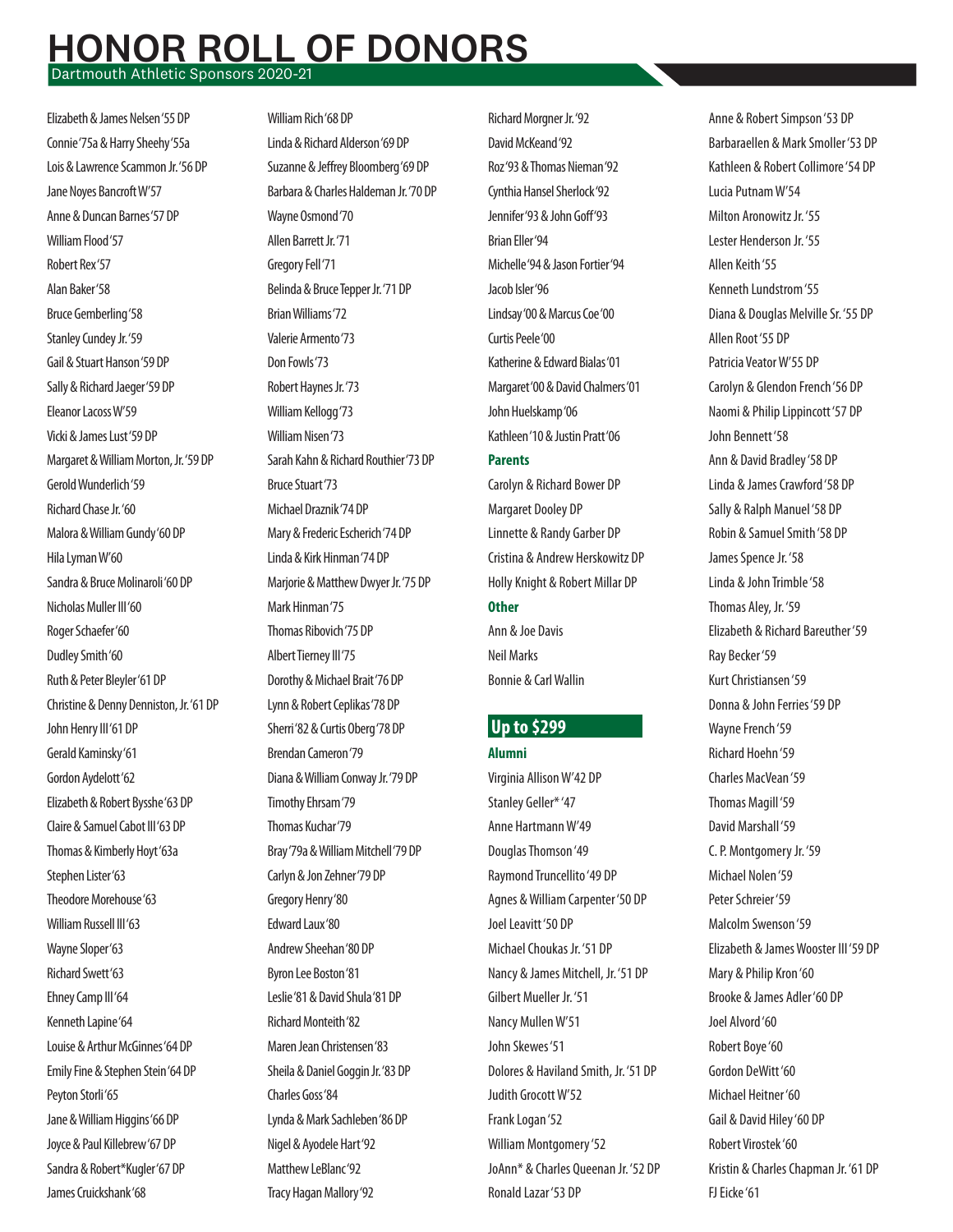# HONOR ROLL OF DONORS

Dartmouth Athletic Sponsors 2020-21

Elizabeth & James Nelsen '55 DP
Connie '75a & Harry Sheehy '55a
Lois & Lawrence Scammon Jr. '56 DP
Jane Noyes Bancroft W'57
Anne & Duncan Barnes '57 DP
William Flood '57
Robert Rex '57
Alan Baker '58
Bruce Gemberling '58
Stanley Cundey Jr. '59
Gail & Stuart Hanson '59 DP
Sally & Richard Jaeger '59 DP
Eleanor Lacoss W'59
Vicki & James Lust '59 DP
Margaret & William Morton, Jr. '59 DP
Gerold Wunderlich '59
Richard Chase Jr. '60
Malora & William Gundy '60 DP
Hila Lyman W'60
Sandra & Bruce Molinaroli '60 DP
Nicholas Muller III '60
Roger Schaefer '60
Dudley Smith '60
Ruth & Peter Bleyler '61 DP
Christine & Denny Denniston, Jr. '61 DP
John Henry III '61 DP
Gerald Kaminsky '61
Gordon Aydelott '62
Elizabeth & Robert Bysshe '63 DP
Claire & Samuel Cabot III '63 DP
Thomas & Kimberly Hoyt '63a
Stephen Lister '63
Theodore Morehouse '63
William Russell III '63
Wayne Sloper '63
Richard Swett '63
Ehney Camp III '64
Kenneth Lapine '64
Louise & Arthur McGinnes '64 DP
Emily Fine & Stephen Stein '64 DP
Peyton Storli '65
Jane & William Higgins '66 DP
Joyce & Paul Killebrew '67 DP
Sandra & Robert* Kugler '67 DP
James Cruickshank '68
William Rich '68 DP
Linda & Richard Alderson '69 DP
Suzanne & Jeffrey Bloomberg '69 DP
Barbara & Charles Haldeman Jr. '70 DP
Wayne Osmond '70
Allen Barrett Jr. '71
Gregory Fell '71
Belinda & Bruce Tepper Jr. '71 DP
Brian Williams '72
Valerie Armento '73
Don Fowls '73
Robert Haynes Jr. '73
William Kellogg '73
William Nisen '73
Sarah Kahn & Richard Routhier '73 DP
Bruce Stuart '73
Michael Draznik '74 DP
Mary & Frederic Escherich '74 DP
Linda & Kirk Hinman '74 DP
Marjorie & Matthew Dwyer Jr. '75 DP
Mark Hinman '75
Thomas Ribovich '75 DP
Albert Tierney III '75
Dorothy & Michael Brait '76 DP
Lynn & Robert Ceplikas '78 DP
Sherri '82 & Curtis Oberg '78 DP
Brendan Cameron '79
Diana & William Conway Jr. '79 DP
Timothy Ehrsam '79
Thomas Kuchar '79
Bray '79a & William Mitchell '79 DP
Carlyn & Jon Zehner '79 DP
Gregory Henry '80
Edward Laux '80
Andrew Sheehan '80 DP
Byron Lee Boston '81
Leslie '81 & David Shula '81 DP
Richard Monteith '82
Maren Jean Christensen '83
Sheila & Daniel Goggin Jr. '83 DP
Charles Goss '84
Lynda & Mark Sachleben '86 DP
Nigel & Ayodele Hart '92
Matthew LeBlanc '92
Tracy Hagan Mallory '92
Richard Morgner Jr. '92
David McKeand '92
Roz '93 & Thomas Nieman '92
Cynthia Hansel Sherlock '92
Jennifer '93 & John Goff '93
Brian Eller '94
Michelle '94 & Jason Fortier '94
Jacob Isler '96
Lindsay '00 & Marcus Coe '00
Curtis Peele '00
Katherine & Edward Bialas '01
Margaret '00 & David Chalmers '01
John Huelskamp '06
Kathleen '10 & Justin Pratt '06

### Parents

Carolyn & Richard Bower DP
Margaret Dooley DP
Linnette & Randy Garber DP
Cristina & Andrew Herskowitz DP
Holly Knight & Robert Millar DP

### Other

Ann & Joe Davis
Neil Marks
Bonnie & Carl Wallin

## Up to $299

### Alumni

Virginia Allison W'42 DP
Stanley Geller* '47
Anne Hartmann W'49
Douglas Thomson '49
Raymond Truncellito '49 DP
Agnes & William Carpenter '50 DP
Joel Leavitt '50 DP
Michael Choukas Jr. '51 DP
Nancy & James Mitchell, Jr. '51 DP
Gilbert Mueller Jr. '51
Nancy Mullen W'51
John Skewes '51
Dolores & Haviland Smith, Jr. '51 DP
Judith Grocott W'52
Frank Logan '52
William Montgomery '52
JoAnn* & Charles Queenan Jr. '52 DP
Ronald Lazar '53 DP
Anne & Robert Simpson '53 DP
Barbaraellen & Mark Smoller '53 DP
Kathleen & Robert Collimore '54 DP
Lucia Putnam W'54
Milton Aronowitz Jr. '55
Lester Henderson Jr. '55
Allen Keith '55
Kenneth Lundstrom '55
Diana & Douglas Melville Sr. '55 DP
Allen Root '55 DP
Patricia Veator W'55 DP
Carolyn & Glendon French '56 DP
Naomi & Philip Lippincott '57 DP
John Bennett '58
Ann & David Bradley '58 DP
Linda & James Crawford '58 DP
Sally & Ralph Manuel '58 DP
Robin & Samuel Smith '58 DP
James Spence Jr. '58
Linda & John Trimble '58
Thomas Aley, Jr. '59
Elizabeth & Richard Bareuther '59
Ray Becker '59
Kurt Christiansen '59
Donna & John Ferries '59 DP
Wayne French '59
Richard Hoehn '59
Charles MacVean '59
Thomas Magill '59
David Marshall '59
C. P. Montgomery Jr. '59
Michael Nolen '59
Peter Schreier '59
Malcolm Swenson '59
Elizabeth & James Wooster III '59 DP
Mary & Philip Kron '60
Brooke & James Adler '60 DP
Joel Alvord '60
Robert Boye '60
Gordon DeWitt '60
Michael Heitner '60
Gail & David Hiley '60 DP
Robert Virostek '60
Kristin & Charles Chapman Jr. '61 DP
FJ Eicke '61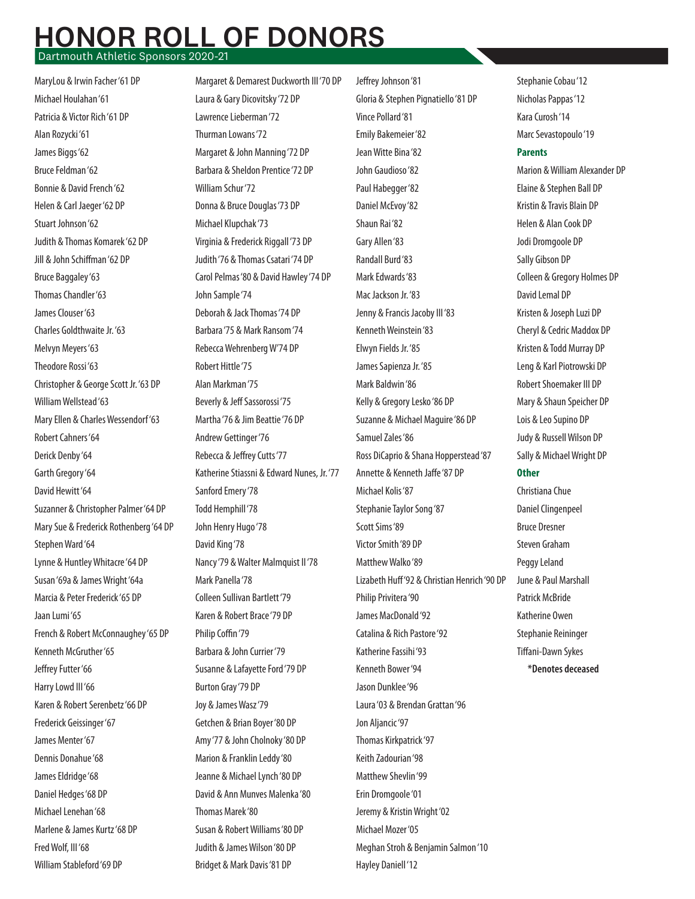# HONOR ROLL OF DONORS

Dartmouth Athletic Sponsors 2020-21

MaryLou & Irwin Facher '61 DP
Michael Houlahan '61
Patricia & Victor Rich '61 DP
Alan Rozycki '61
James Biggs '62
Bruce Feldman '62
Bonnie & David French '62
Helen & Carl Jaeger '62 DP
Stuart Johnson '62
Judith & Thomas Komarek '62 DP
Jill & John Schiffman '62 DP
Bruce Baggaley '63
Thomas Chandler '63
James Clouser '63
Charles Goldthwaite Jr. '63
Melvyn Meyers '63
Theodore Rossi '63
Christopher & George Scott Jr. '63 DP
William Wellstead '63
Mary Ellen & Charles Wessendorf '63
Robert Cahners '64
Derick Denby '64
Garth Gregory '64
David Hewitt '64
Suzanner & Christopher Palmer '64 DP
Mary Sue & Frederick Rothenberg '64 DP
Stephen Ward '64
Lynne & Huntley Whitacre '64 DP
Susan '69a & James Wright '64a
Marcia & Peter Frederick '65 DP
Jaan Lumi '65
French & Robert McConnaughey '65 DP
Kenneth McGruther '65
Jeffrey Futter '66
Harry Lowd III '66
Karen & Robert Serenbetz '66 DP
Frederick Geissinger '67
James Menter '67
Dennis Donahue '68
James Eldridge '68
Daniel Hedges '68 DP
Michael Lenehan '68
Marlene & James Kurtz '68 DP
Fred Wolf, III '68
William Stableford '69 DP
Margaret & Demarest Duckworth III '70 DP
Laura & Gary Dicovitsky '72 DP
Lawrence Lieberman '72
Thurman Lowans '72
Margaret & John Manning '72 DP
Barbara & Sheldon Prentice '72 DP
William Schur '72
Donna & Bruce Douglas '73 DP
Michael Klupchak '73
Virginia & Frederick Riggall '73 DP
Judith '76 & Thomas Csatari '74 DP
Carol Pelmas '80 & David Hawley '74 DP
John Sample '74
Deborah & Jack Thomas '74 DP
Barbara '75 & Mark Ransom '74
Rebecca Wehrenberg W'74 DP
Robert Hittle '75
Alan Markman '75
Beverly & Jeff Sassorossi '75
Martha '76 & Jim Beattie '76 DP
Andrew Gettinger '76
Rebecca & Jeffrey Cutts '77
Katherine Stiassni & Edward Nunes, Jr. '77
Sanford Emery '78
Todd Hemphill '78
John Henry Hugo '78
David King '78
Nancy '79 & Walter Malmquist II '78
Mark Panella '78
Colleen Sullivan Bartlett '79
Karen & Robert Brace '79 DP
Philip Coffin '79
Barbara & John Currier '79
Susanne & Lafayette Ford '79 DP
Burton Gray '79 DP
Joy & James Wasz '79
Getchen & Brian Boyer '80 DP
Amy '77 & John Cholnoky '80 DP
Marion & Franklin Leddy '80
Jeanne & Michael Lynch '80 DP
David & Ann Munves Malenka '80
Thomas Marek '80
Susan & Robert Williams '80 DP
Judith & James Wilson '80 DP
Bridget & Mark Davis '81 DP
Jeffrey Johnson '81
Gloria & Stephen Pignatiello '81 DP
Vince Pollard '81
Emily Bakemeier '82
Jean Witte Bina '82
John Gaudioso '82
Paul Habegger '82
Daniel McEvoy '82
Shaun Rai '82
Gary Allen '83
Randall Burd '83
Mark Edwards '83
Mac Jackson Jr. '83
Jenny & Francis Jacoby III '83
Kenneth Weinstein '83
Elwyn Fields Jr. '85
James Sapienza Jr. '85
Mark Baldwin '86
Kelly & Gregory Lesko '86 DP
Suzanne & Michael Maguire '86 DP
Samuel Zales '86
Ross DiCaprio & Shana Hopperstead '87
Annette & Kenneth Jaffe '87 DP
Michael Kolis '87
Stephanie Taylor Song '87
Scott Sims '89
Victor Smith '89 DP
Matthew Walko '89
Lizabeth Huff '92 & Christian Henrich '90 DP
Philip Privitera '90
James MacDonald '92
Catalina & Rich Pastore '92
Katherine Fassihi '93
Kenneth Bower '94
Jason Dunklee '96
Laura '03 & Brendan Grattan '96
Jon Aljancic '97
Thomas Kirkpatrick '97
Keith Zadourian '98
Matthew Shevlin '99
Erin Dromgoole '01
Jeremy & Kristin Wright '02
Michael Mozer '05
Meghan Stroh & Benjamin Salmon '10
Hayley Daniell '12
Stephanie Cobau '12
Nicholas Pappas '12
Kara Curosh '14
Marc Sevastopoulo '19

**Parents**

Marion & William Alexander DP
Elaine & Stephen Ball DP
Kristin & Travis Blain DP
Helen & Alan Cook DP
Jodi Dromgoole DP
Sally Gibson DP
Colleen & Gregory Holmes DP
David Lemal DP
Kristen & Joseph Luzi DP
Cheryl & Cedric Maddox DP
Kristen & Todd Murray DP
Leng & Karl Piotrowski DP
Robert Shoemaker III DP
Mary & Shaun Speicher DP
Lois & Leo Supino DP
Judy & Russell Wilson DP
Sally & Michael Wright DP

**Other**

Christiana Chue
Daniel Clingenpeel
Bruce Dresner
Steven Graham
Peggy Leland
June & Paul Marshall
Patrick McBride
Katherine Owen
Stephanie Reininger
Tiffani-Dawn Sykes

**\*Denotes deceased**